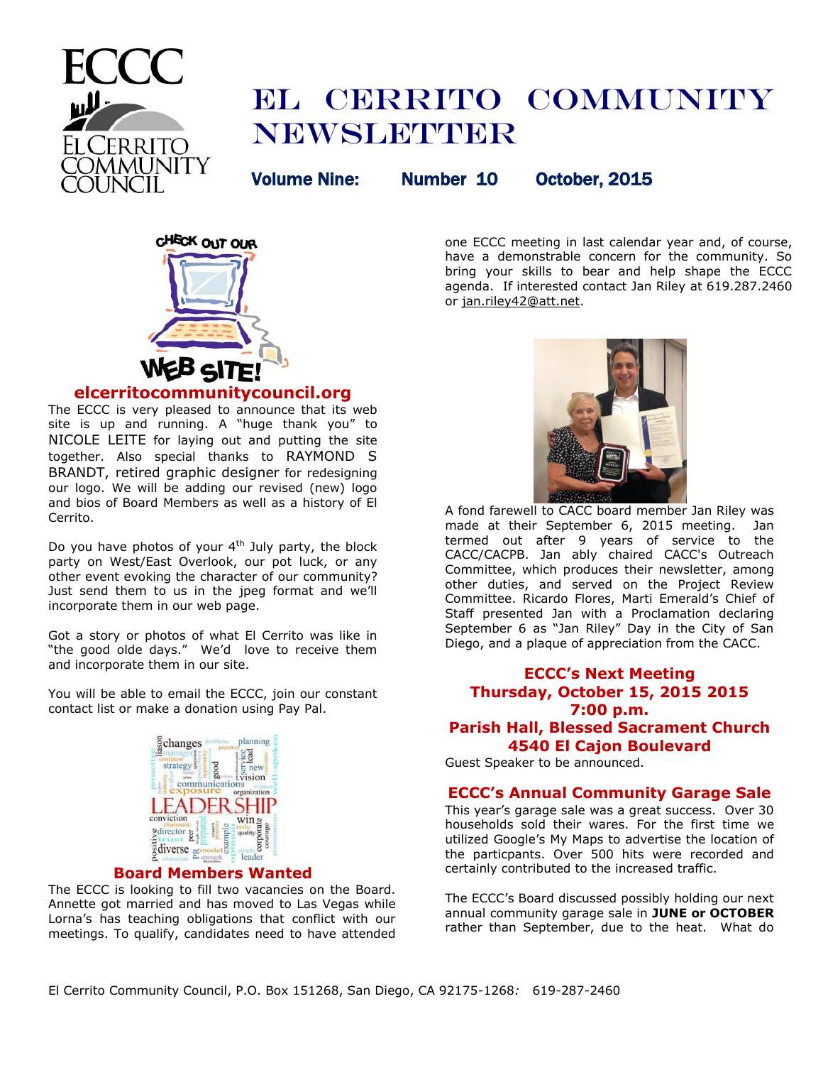# El Cerrito Community Newsletter

**Volume Nine: Number 10 October, 2015**

## elcerritocommunitycouncil.org

The ECCC is very pleased to announce that its web site is up and running. A "huge thank you" to NICOLE LEITE for laying out and putting the site together. Also special thanks to RAYMOND S BRANDT, retired graphic designer for redesigning our logo. We will be adding our revised (new) logo and bios of Board Members as well as a history of El Cerrito.

Do you have photos of your 4th July party, the block party on West/East Overlook, our pot luck, or any other event evoking the character of our community? Just send them to us in the jpeg format and we'll incorporate them in our web page.

Got a story or photos of what El Cerrito was like in "the good olde days." We'd love to receive them and incorporate them in our site.

You will be able to email the ECCC, join our constant contact list or make a donation using Pay Pal.

## Board Members Wanted

The ECCC is looking to fill two vacancies on the Board. Annette got married and has moved to Las Vegas while Lorna's has teaching obligations that conflict with our meetings. To qualify, candidates need to have attended one ECCC meeting in last calendar year and, of course, have a demonstrable concern for the community. So bring your skills to bear and help shape the ECCC agenda. If interested contact Jan Riley at 619.287.2460 or jan.riley42@att.net.

A fond farewell to CACC board member Jan Riley was made at their September 6, 2015 meeting. Jan termed out after 9 years of service to the CACC/CACPB. Jan ably chaired CACC's Outreach Committee, which produces their newsletter, among other duties, and served on the Project Review Committee. Ricardo Flores, Marti Emerald's Chief of Staff presented Jan with a Proclamation declaring September 6 as "Jan Riley" Day in the City of San Diego, and a plaque of appreciation from the CACC.

## ECCC's Next Meeting
## Thursday, October 15, 2015 2015
## 7:00 p.m.
## Parish Hall, Blessed Sacrament Church
## 4540 El Cajon Boulevard

Guest Speaker to be announced.

## ECCC's Annual Community Garage Sale

This year's garage sale was a great success. Over 30 households sold their wares. For the first time we utilized Google's My Maps to advertise the location of the particpants. Over 500 hits were recorded and certainly contributed to the increased traffic.

The ECCC's Board discussed possibly holding our next annual community garage sale in **JUNE or OCTOBER** rather than September, due to the heat. What do

El Cerrito Community Council, P.O. Box 151268, San Diego, CA 92175-1268*:* 619-287-2460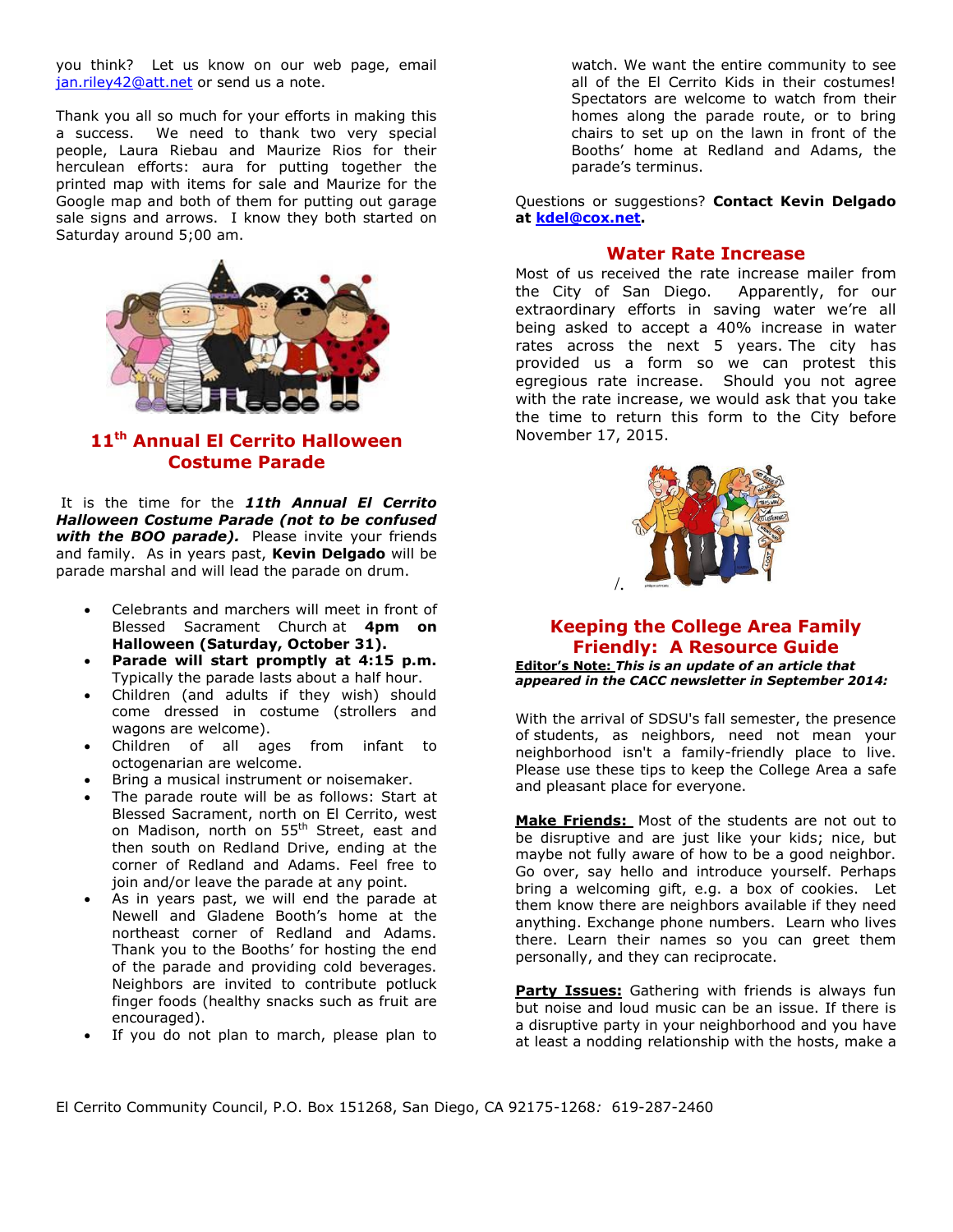you think? Let us know on our web page, email jan.riley42@att.net or send us a note.

Thank you all so much for your efforts in making this a success. We need to thank two very special people, Laura Riebau and Maurize Rios for their herculean efforts: aura for putting together the printed map with items for sale and Maurize for the Google map and both of them for putting out garage sale signs and arrows. I know they both started on Saturday around 5;00 am.

## 11th Annual El Cerrito Halloween Costume Parade

It is the time for the ***11th Annual El Cerrito Halloween Costume Parade (not to be confused with the BOO parade).*** Please invite your friends and family. As in years past, **Kevin Delgado** will be parade marshal and will lead the parade on drum.

- Celebrants and marchers will meet in front of Blessed Sacrament Church at **4pm on Halloween (Saturday, October 31).**
- **Parade will start promptly at 4:15 p.m.** Typically the parade lasts about a half hour.
- Children (and adults if they wish) should come dressed in costume (strollers and wagons are welcome).
- Children of all ages from infant to octogenarian are welcome.
- Bring a musical instrument or noisemaker.
- The parade route will be as follows: Start at Blessed Sacrament, north on El Cerrito, west on Madison, north on 55th Street, east and then south on Redland Drive, ending at the corner of Redland and Adams. Feel free to join and/or leave the parade at any point.
- As in years past, we will end the parade at Newell and Gladene Booth's home at the northeast corner of Redland and Adams. Thank you to the Booths' for hosting the end of the parade and providing cold beverages. Neighbors are invited to contribute potluck finger foods (healthy snacks such as fruit are encouraged).
- If you do not plan to march, please plan to watch. We want the entire community to see all of the El Cerrito Kids in their costumes! Spectators are welcome to watch from their homes along the parade route, or to bring chairs to set up on the lawn in front of the Booths' home at Redland and Adams, the parade's terminus.

Questions or suggestions? **Contact Kevin Delgado at kdel@cox.net.**

## Water Rate Increase

Most of us received the rate increase mailer from the City of San Diego. Apparently, for our extraordinary efforts in saving water we're all being asked to accept a 40% increase in water rates across the next 5 years. The city has provided us a form so we can protest this egregious rate increase. Should you not agree with the rate increase, we would ask that you take the time to return this form to the City before November 17, 2015.

## Keeping the College Area Family Friendly: A Resource Guide

**Editor's Note:** ***This is an update of an article that appeared in the CACC newsletter in September 2014:***

With the arrival of SDSU's fall semester, the presence of students, as neighbors, need not mean your neighborhood isn't a family-friendly place to live. Please use these tips to keep the College Area a safe and pleasant place for everyone.

**Make Friends:** Most of the students are not out to be disruptive and are just like your kids; nice, but maybe not fully aware of how to be a good neighbor. Go over, say hello and introduce yourself. Perhaps bring a welcoming gift, e.g. a box of cookies. Let them know there are neighbors available if they need anything. Exchange phone numbers. Learn who lives there. Learn their names so you can greet them personally, and they can reciprocate.

**Party Issues:** Gathering with friends is always fun but noise and loud music can be an issue. If there is a disruptive party in your neighborhood and you have at least a nodding relationship with the hosts, make a

El Cerrito Community Council, P.O. Box 151268, San Diego, CA 92175-1268*:* 619-287-2460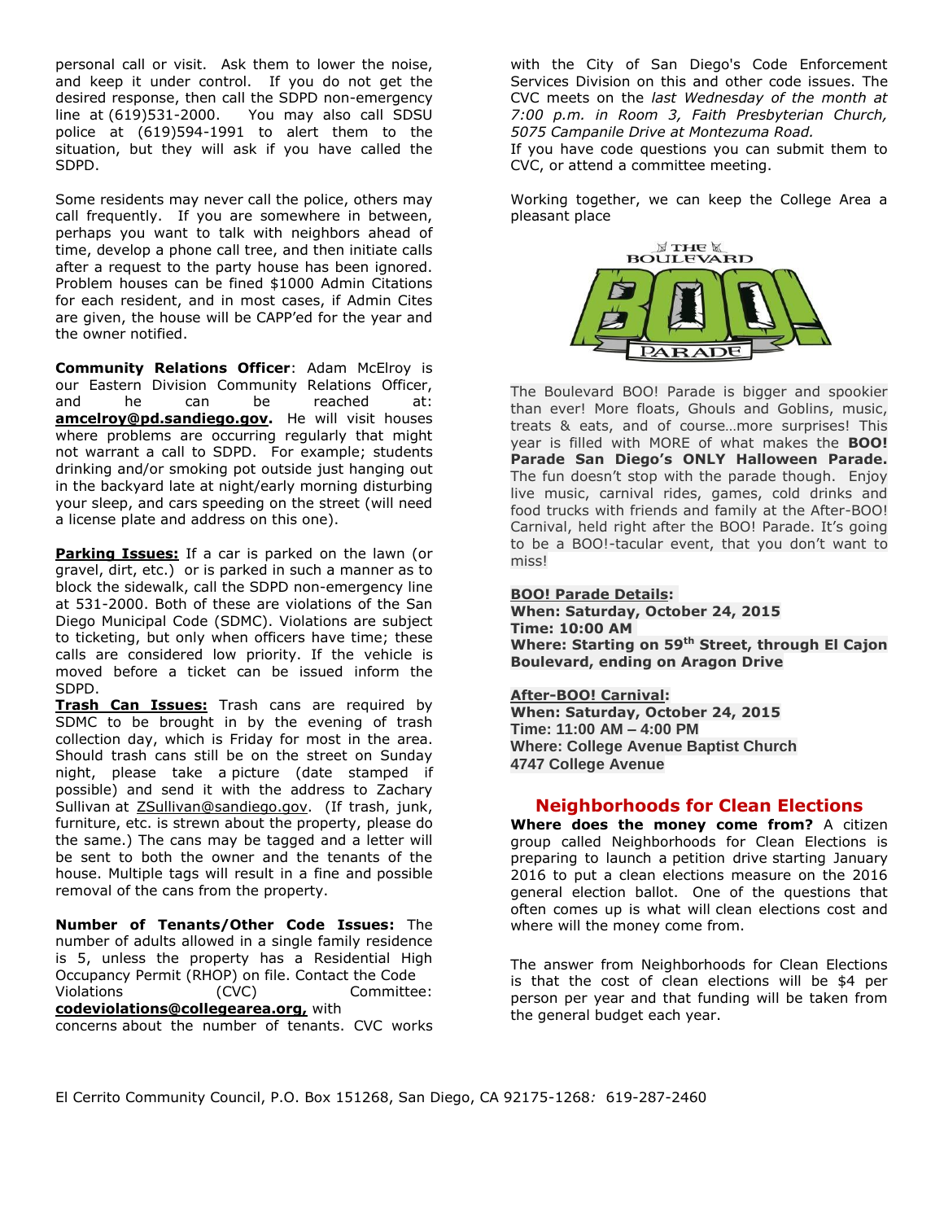personal call or visit. Ask them to lower the noise, and keep it under control. If you do not get the desired response, then call the SDPD non-emergency line at (619)531-2000. You may also call SDSU police at (619)594-1991 to alert them to the situation, but they will ask if you have called the SDPD.

Some residents may never call the police, others may call frequently. If you are somewhere in between, perhaps you want to talk with neighbors ahead of time, develop a phone call tree, and then initiate calls after a request to the party house has been ignored. Problem houses can be fined $1000 Admin Citations for each resident, and in most cases, if Admin Cites are given, the house will be CAPP'ed for the year and the owner notified.

**Community Relations Officer**: Adam McElroy is our Eastern Division Community Relations Officer, and he can be reached at: **amcelroy@pd.sandiego.gov**. He will visit houses where problems are occurring regularly that might not warrant a call to SDPD. For example; students drinking and/or smoking pot outside just hanging out in the backyard late at night/early morning disturbing your sleep, and cars speeding on the street (will need a license plate and address on this one).

**Parking Issues:** If a car is parked on the lawn (or gravel, dirt, etc.) or is parked in such a manner as to block the sidewalk, call the SDPD non-emergency line at 531-2000. Both of these are violations of the San Diego Municipal Code (SDMC). Violations are subject to ticketing, but only when officers have time; these calls are considered low priority. If the vehicle is moved before a ticket can be issued inform the SDPD.

**Trash Can Issues:** Trash cans are required by SDMC to be brought in by the evening of trash collection day, which is Friday for most in the area. Should trash cans still be on the street on Sunday night, please take a picture (date stamped if possible) and send it with the address to Zachary Sullivan at ZSullivan@sandiego.gov. (If trash, junk, furniture, etc. is strewn about the property, please do the same.) The cans may be tagged and a letter will be sent to both the owner and the tenants of the house. Multiple tags will result in a fine and possible removal of the cans from the property.

**Number of Tenants/Other Code Issues:** The number of adults allowed in a single family residence is 5, unless the property has a Residential High Occupancy Permit (RHOP) on file. Contact the Code Violations (CVC) Committee: **codeviolations@collegearea.org**, with concerns about the number of tenants. CVC works with the City of San Diego's Code Enforcement Services Division on this and other code issues. The CVC meets on the *last Wednesday of the month at 7:00 p.m. in Room 3, Faith Presbyterian Church, 5075 Campanile Drive at Montezuma Road.*
If you have code questions you can submit them to CVC, or attend a committee meeting.

Working together, we can keep the College Area a pleasant place

THE BOULEVARD BOO! PARADE

The Boulevard BOO! Parade is bigger and spookier than ever! More floats, Ghouls and Goblins, music, treats & eats, and of course…more surprises! This year is filled with MORE of what makes the **BOO! Parade San Diego's ONLY Halloween Parade.** The fun doesn't stop with the parade though. Enjoy live music, carnival rides, games, cold drinks and food trucks with friends and family at the After-BOO! Carnival, held right after the BOO! Parade. It's going to be a BOO!-tacular event, that you don't want to miss!

**BOO! Parade Details:**
**When: Saturday, October 24, 2015**
**Time: 10:00 AM**
**Where: Starting on 59th Street, through El Cajon Boulevard, ending on Aragon Drive**

**After-BOO! Carnival:**
**When: Saturday, October 24, 2015**
**Time: 11:00 AM – 4:00 PM**
**Where: College Avenue Baptist Church**
**4747 College Avenue**

## Neighborhoods for Clean Elections

**Where does the money come from?** A citizen group called Neighborhoods for Clean Elections is preparing to launch a petition drive starting January 2016 to put a clean elections measure on the 2016 general election ballot. One of the questions that often comes up is what will clean elections cost and where will the money come from.

The answer from Neighborhoods for Clean Elections is that the cost of clean elections will be $4 per person per year and that funding will be taken from the general budget each year.

El Cerrito Community Council, P.O. Box 151268, San Diego, CA 92175-1268*:* 619-287-2460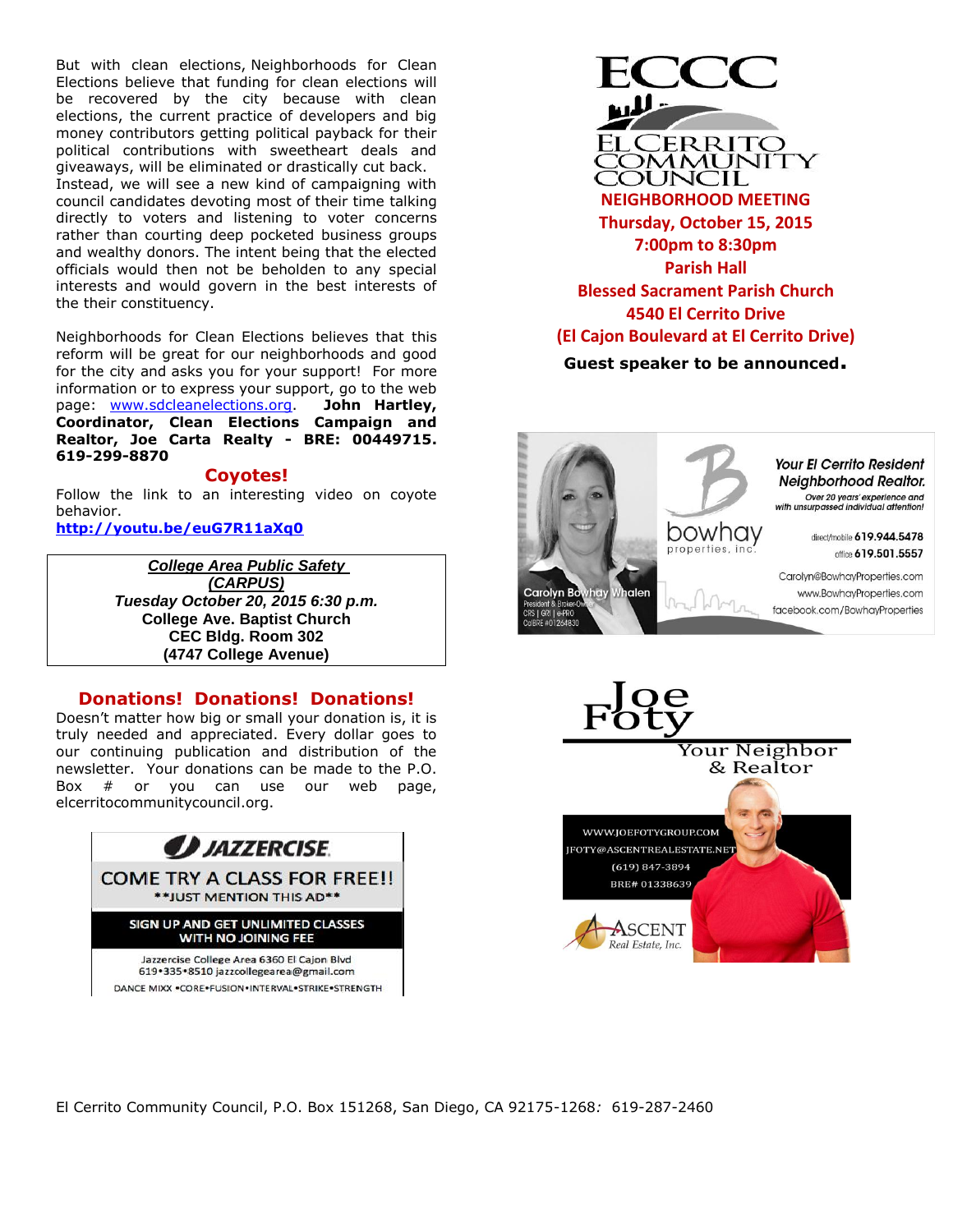But with clean elections, Neighborhoods for Clean Elections believe that funding for clean elections will be recovered by the city because with clean elections, the current practice of developers and big money contributors getting political payback for their political contributions with sweetheart deals and giveaways, will be eliminated or drastically cut back. Instead, we will see a new kind of campaigning with council candidates devoting most of their time talking directly to voters and listening to voter concerns rather than courting deep pocketed business groups and wealthy donors. The intent being that the elected officials would then not be beholden to any special interests and would govern in the best interests of the their constituency.

Neighborhoods for Clean Elections believes that this reform will be great for our neighborhoods and good for the city and asks you for your support! For more information or to express your support, go to the web page: www.sdcleanelections.org. **John Hartley, Coordinator, Clean Elections Campaign and Realtor, Joe Carta Realty - BRE: 00449715. 619-299-8870**

## Coyotes!

Follow the link to an interesting video on coyote behavior.
**http://youtu.be/euG7R11aXq0**

***College Area Public Safety (CARPUS)***
***Tuesday October 20, 2015 6:30 p.m.***
**College Ave. Baptist Church**
**CEC Bldg. Room 302**
**(4747 College Avenue)**

## Donations! Donations! Donations!

Doesn't matter how big or small your donation is, it is truly needed and appreciated. Every dollar goes to our continuing publication and distribution of the newsletter. Your donations can be made to the P.O. Box # or you can use our web page, elcerritocommunitycouncil.org.

**JAZZERCISE**
**COME TRY A CLASS FOR FREE!!**
**\*\*JUST MENTION THIS AD\*\***
**SIGN UP AND GET UNLIMITED CLASSES WITH NO JOINING FEE**
Jazzercise College Area 6360 El Cajon Blvd
619•335•8510 jazzcollegearea@gmail.com
DANCE MIXX •CORE•FUSION•INTERVAL•STRIKE•STRENGTH

# ECCC
# EL CERRITO COMMUNITY COUNCIL

**NEIGHBORHOOD MEETING**
**Thursday, October 15, 2015**
**7:00pm to 8:30pm**
**Parish Hall**
**Blessed Sacrament Parish Church**
**4540 El Cerrito Drive**
**(El Cajon Boulevard at El Cerrito Drive)**

**Guest speaker to be announced.**

*Your El Cerrito Resident Neighborhood Realtor.*
*Over 20 years' experience and with unsurpassed individual attention!*
bowhay properties, inc.
Carolyn Bowhay Whalen
President & Broker-Owner
CRS | GRI | e-PRO
CalBRE #01264830
direct/mobile 619.944.5478
office 619.501.5557
Carolyn@BowhayProperties.com
www.BowhayProperties.com
facebook.com/BowhayProperties

Joe Foty
Your Neighbor & Realtor
WWW.JOEFOTYGROUP.COM
JFOTY@ASCENTREALESTATE.NET
(619) 847-3894
BRE# 01338639
Ascent Real Estate, Inc.

El Cerrito Community Council, P.O. Box 151268, San Diego, CA 92175-1268*:* 619-287-2460